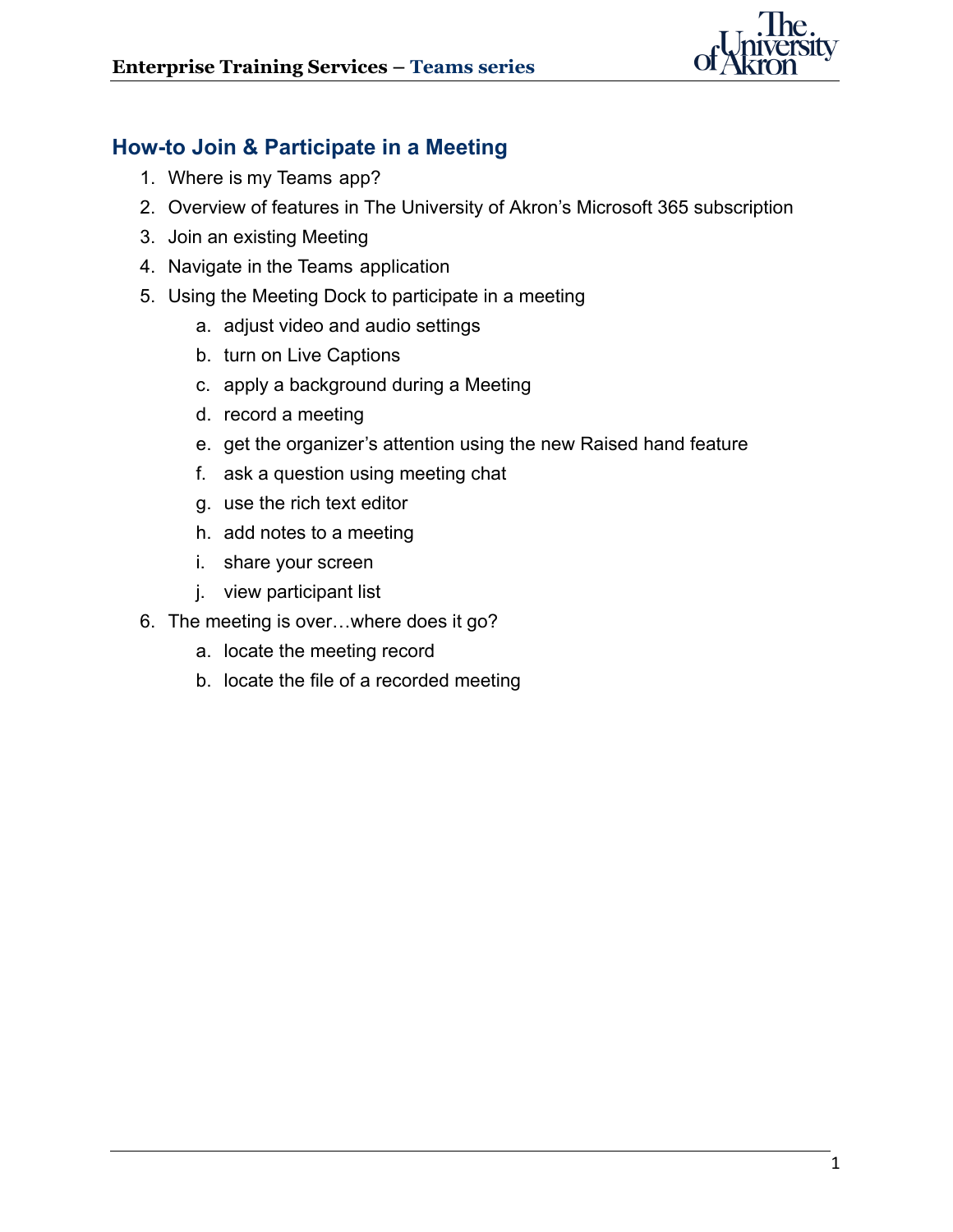## How-to Join & Participate in a Meeting

1. Where is my Teams app?
2. Overview of features in The University of Akron's Microsoft 365 subscription
3. Join an existing Meeting
4. Navigate in the Teams application
5. Using the Meeting Dock to participate in a meeting
    a. adjust video and audio settings
    b. turn on Live Captions
    c. apply a background during a Meeting
    d. record a meeting
    e. get the organizer's attention using the new Raised hand feature
    f. ask a question using meeting chat
    g. use the rich text editor
    h. add notes to a meeting
    i. share your screen
    j. view participant list
6. The meeting is over…where does it go?
    a. locate the meeting record
    b. locate the file of a recorded meeting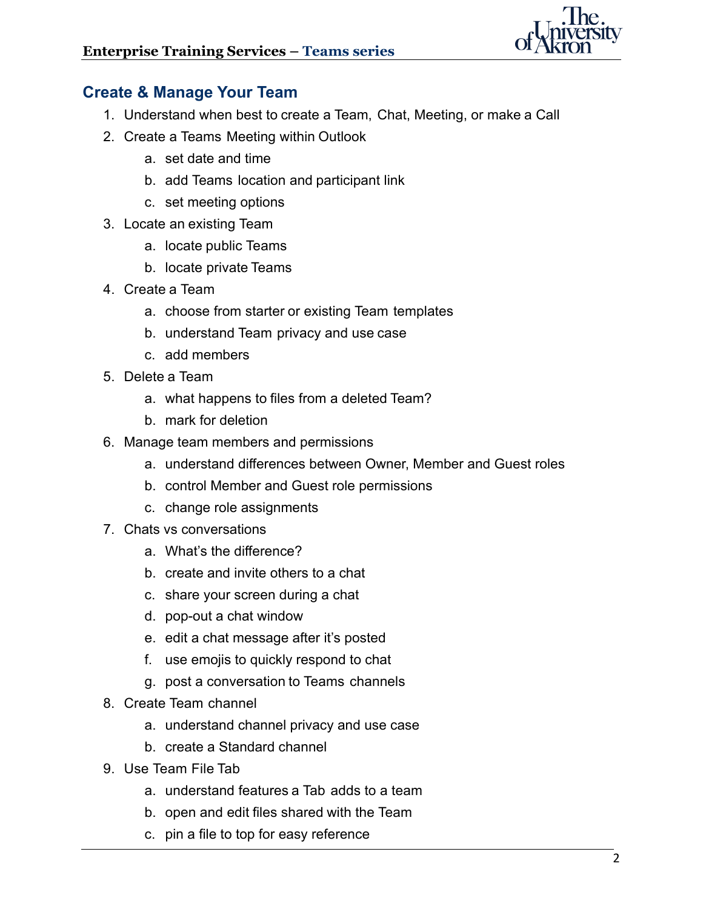## Create & Manage Your Team

1. Understand when best to create a Team, Chat, Meeting, or make a Call
2. Create a Teams Meeting within Outlook
    a. set date and time
    b. add Teams location and participant link
    c. set meeting options
3. Locate an existing Team
    a. locate public Teams
    b. locate private Teams
4. Create a Team
    a. choose from starter or existing Team templates
    b. understand Team privacy and use case
    c. add members
5. Delete a Team
    a. what happens to files from a deleted Team?
    b. mark for deletion
6. Manage team members and permissions
    a. understand differences between Owner, Member and Guest roles
    b. control Member and Guest role permissions
    c. change role assignments
7. Chats vs conversations
    a. What's the difference?
    b. create and invite others to a chat
    c. share your screen during a chat
    d. pop-out a chat window
    e. edit a chat message after it's posted
    f. use emojis to quickly respond to chat
    g. post a conversation to Teams channels
8. Create Team channel
    a. understand channel privacy and use case
    b. create a Standard channel
9. Use Team File Tab
    a. understand features a Tab adds to a team
    b. open and edit files shared with the Team
    c. pin a file to top for easy reference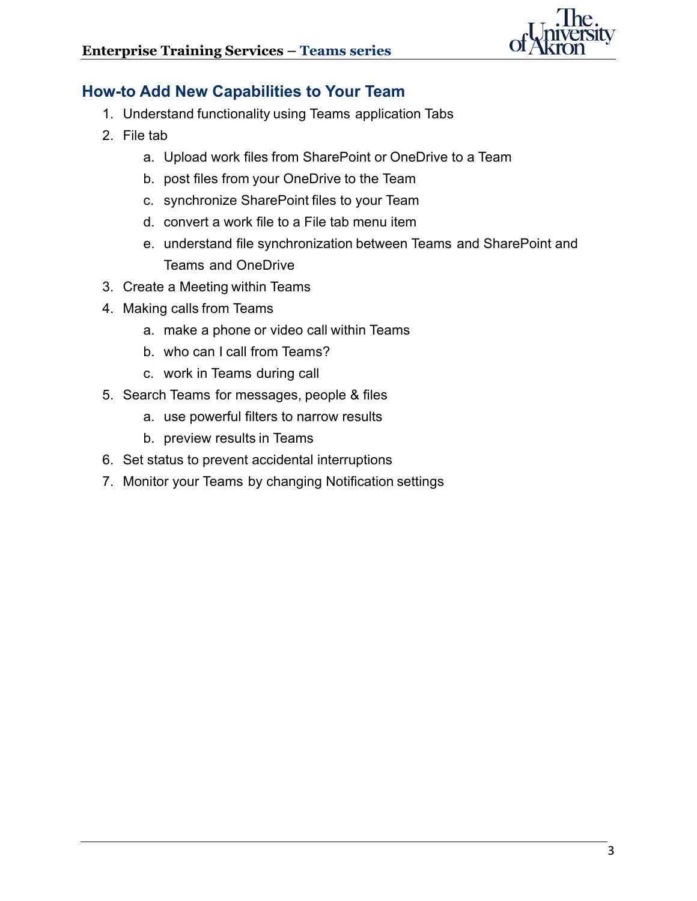## How-to Add New Capabilities to Your Team

1. Understand functionality using Teams application Tabs
2. File tab
    a. Upload work files from SharePoint or OneDrive to a Team
    b. post files from your OneDrive to the Team
    c. synchronize SharePoint files to your Team
    d. convert a work file to a File tab menu item
    e. understand file synchronization between Teams and SharePoint and Teams and OneDrive
3. Create a Meeting within Teams
4. Making calls from Teams
    a. make a phone or video call within Teams
    b. who can I call from Teams?
    c. work in Teams during call
5. Search Teams for messages, people & files
    a. use powerful filters to narrow results
    b. preview results in Teams
6. Set status to prevent accidental interruptions
7. Monitor your Teams by changing Notification settings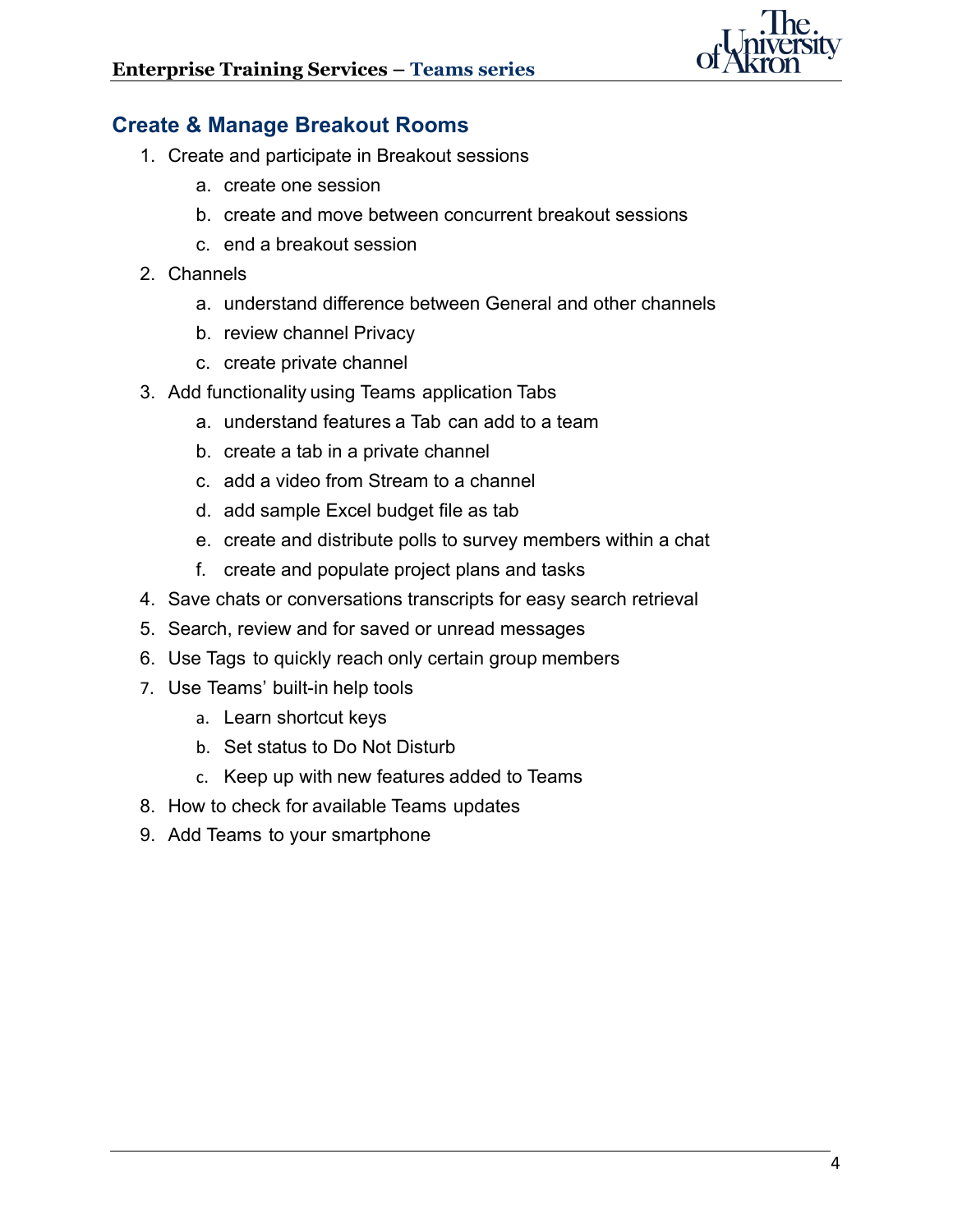## Create & Manage Breakout Rooms

1. Create and participate in Breakout sessions
    a. create one session
    b. create and move between concurrent breakout sessions
    c. end a breakout session
2. Channels
    a. understand difference between General and other channels
    b. review channel Privacy
    c. create private channel
3. Add functionality using Teams application Tabs
    a. understand features a Tab can add to a team
    b. create a tab in a private channel
    c. add a video from Stream to a channel
    d. add sample Excel budget file as tab
    e. create and distribute polls to survey members within a chat
    f. create and populate project plans and tasks
4. Save chats or conversations transcripts for easy search retrieval
5. Search, review and for saved or unread messages
6. Use Tags to quickly reach only certain group members
7. Use Teams' built-in help tools
    a. Learn shortcut keys
    b. Set status to Do Not Disturb
    c. Keep up with new features added to Teams
8. How to check for available Teams updates
9. Add Teams to your smartphone